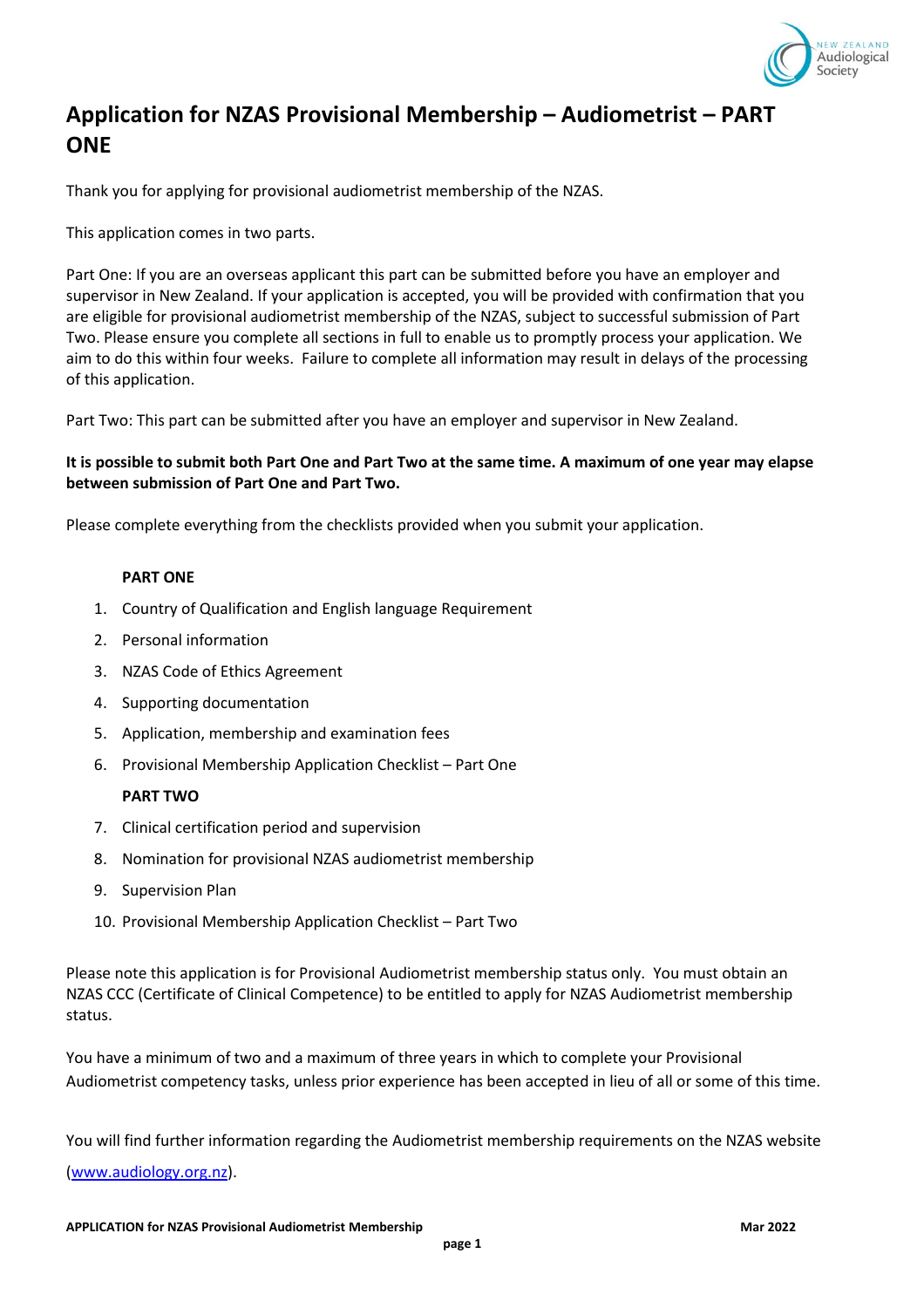# Application for NZAS Provisional Membership – Audiometrist – PART ONE

Thank you for applying for provisional audiometrist membership of the NZAS.

This application comes in two parts.

Part One: If you are an overseas applicant this part can be submitted before you have an employer and supervisor in New Zealand. If your application is accepted, you will be provided with confirmation that you are eligible for provisional audiometrist membership of the NZAS, subject to successful submission of Part Two. Please ensure you complete all sections in full to enable us to promptly process your application. We aim to do this within four weeks. Failure to complete all information may result in delays of the processing of this application.

Part Two: This part can be submitted after you have an employer and supervisor in New Zealand.

**It is possible to submit both Part One and Part Two at the same time. A maximum of one year may elapse between submission of Part One and Part Two.**

Please complete everything from the checklists provided when you submit your application.

**PART ONE**

1. Country of Qualification and English language Requirement
2. Personal information
3. NZAS Code of Ethics Agreement
4. Supporting documentation
5. Application, membership and examination fees
6. Provisional Membership Application Checklist – Part One

**PART TWO**

7. Clinical certification period and supervision
8. Nomination for provisional NZAS audiometrist membership
9. Supervision Plan
10. Provisional Membership Application Checklist – Part Two

Please note this application is for Provisional Audiometrist membership status only. You must obtain an NZAS CCC (Certificate of Clinical Competence) to be entitled to apply for NZAS Audiometrist membership status.

You have a minimum of two and a maximum of three years in which to complete your Provisional Audiometrist competency tasks, unless prior experience has been accepted in lieu of all or some of this time.

You will find further information regarding the Audiometrist membership requirements on the NZAS website (www.audiology.org.nz).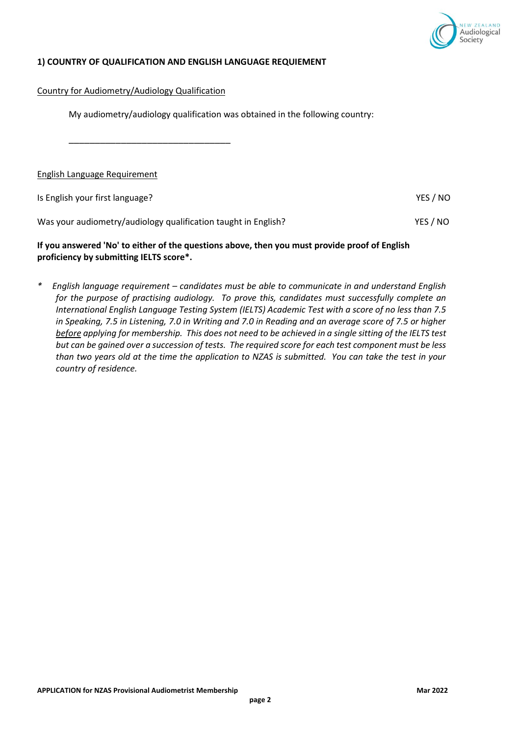## 1) COUNTRY OF QUALIFICATION AND ENGLISH LANGUAGE REQUIEMENT

Country for Audiometry/Audiology Qualification

My audiometry/audiology qualification was obtained in the following country:

\_\_\_\_\_\_\_\_\_\_\_\_\_\_\_\_\_\_\_\_\_\_\_\_\_\_\_\_\_\_\_\_\_\_\_\_

English Language Requirement

Is English your first language? YES / NO

Was your audiometry/audiology qualification taught in English? YES / NO

**If you answered 'No' to either of the questions above, then you must provide proof of English proficiency by submitting IELTS score*.**

\* *English language requirement – candidates must be able to communicate in and understand English for the purpose of practising audiology. To prove this, candidates must successfully complete an International English Language Testing System (IELTS) Academic Test with a score of no less than 7.5 in Speaking, 7.5 in Listening, 7.0 in Writing and 7.0 in Reading and an average score of 7.5 or higher before applying for membership. This does not need to be achieved in a single sitting of the IELTS test but can be gained over a succession of tests. The required score for each test component must be less than two years old at the time the application to NZAS is submitted. You can take the test in your country of residence.*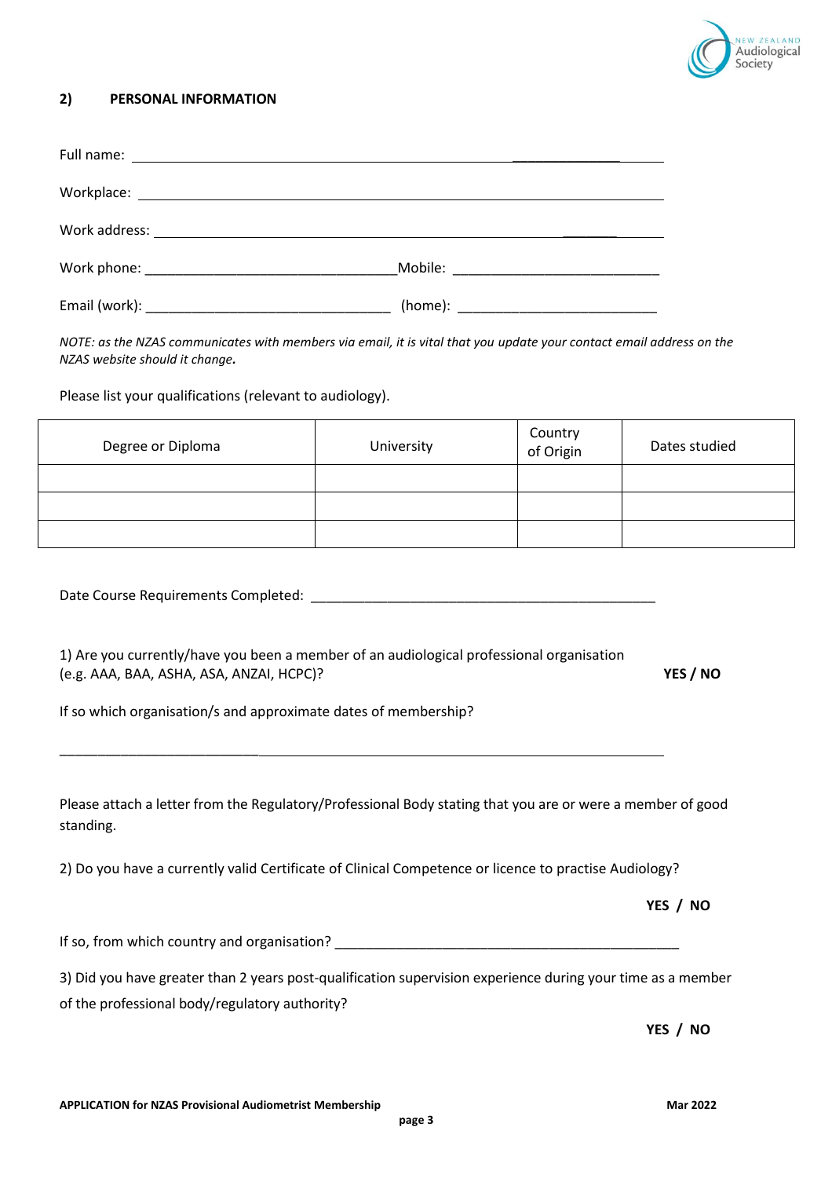## 2) PERSONAL INFORMATION

Full name: ______________________________________________

Workplace: ______________________________________________

Work address: ______________________________________________

Work phone: ________________________________ Mobile: ___________________________

Email (work): ________________________________ (home): ___________________________

*NOTE: as the NZAS communicates with members via email, it is vital that you update your contact email address on the NZAS website should it change.*

Please list your qualifications (relevant to audiology).

| Degree or Diploma | University | Country of Origin | Dates studied |
|---|---|---|---|
| | | | |
| | | | |
| | | | |

Date Course Requirements Completed: ______________________________________________

1) Are you currently/have you been a member of an audiological professional organisation (e.g. AAA, BAA, ASHA, ASA, ANZAI, HCPC)? **YES / NO**

If so which organisation/s and approximate dates of membership?

______________________________________________

Please attach a letter from the Regulatory/Professional Body stating that you are or were a member of good standing.

2) Do you have a currently valid Certificate of Clinical Competence or licence to practise Audiology?

**YES / NO**

If so, from which country and organisation? ______________________________________________

3) Did you have greater than 2 years post-qualification supervision experience during your time as a member of the professional body/regulatory authority?

**YES / NO**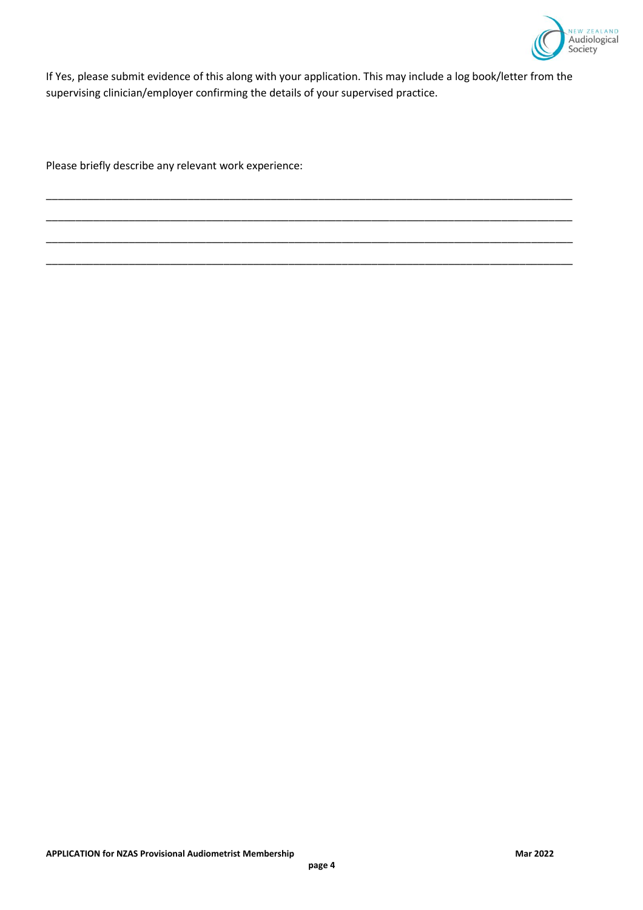If Yes, please submit evidence of this along with your application. This may include a log book/letter from the supervising clinician/employer confirming the details of your supervised practice.

Please briefly describe any relevant work experience:

______________________________________________________________________________________

______________________________________________________________________________________

______________________________________________________________________________________

______________________________________________________________________________________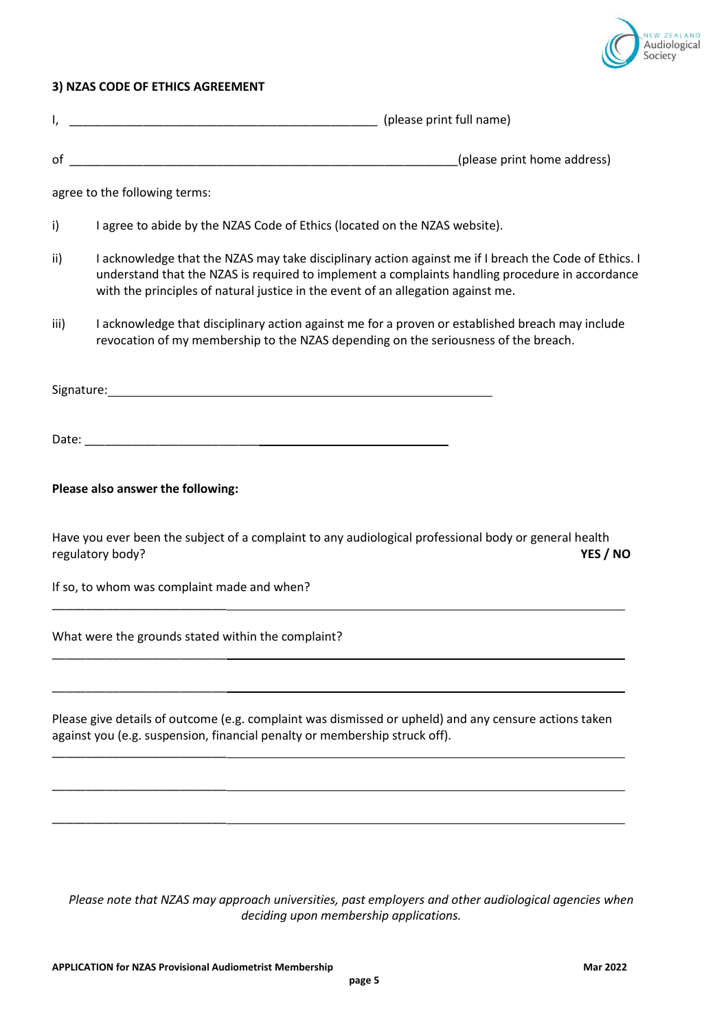### 3) NZAS CODE OF ETHICS AGREEMENT

I, _______________________________________________ (please print full name)

of ____________________________________________________________(please print home address)

agree to the following terms:

i) I agree to abide by the NZAS Code of Ethics (located on the NZAS website).

ii) I acknowledge that the NZAS may take disciplinary action against me if I breach the Code of Ethics. I understand that the NZAS is required to implement a complaints handling procedure in accordance with the principles of natural justice in the event of an allegation against me.

iii) I acknowledge that disciplinary action against me for a proven or established breach may include revocation of my membership to the NZAS depending on the seriousness of the breach.

Signature: ____________________________________________________________

Date: ____________________________________________________

**Please also answer the following:**

Have you ever been the subject of a complaint to any audiological professional body or general health regulatory body? **YES / NO**

If so, to whom was complaint made and when?

_____________________________________________________________________________________

What were the grounds stated within the complaint?

_____________________________________________________________________________________

_____________________________________________________________________________________

Please give details of outcome (e.g. complaint was dismissed or upheld) and any censure actions taken against you (e.g. suspension, financial penalty or membership struck off).

_____________________________________________________________________________________

_____________________________________________________________________________________

_____________________________________________________________________________________

*Please note that NZAS may approach universities, past employers and other audiological agencies when deciding upon membership applications.*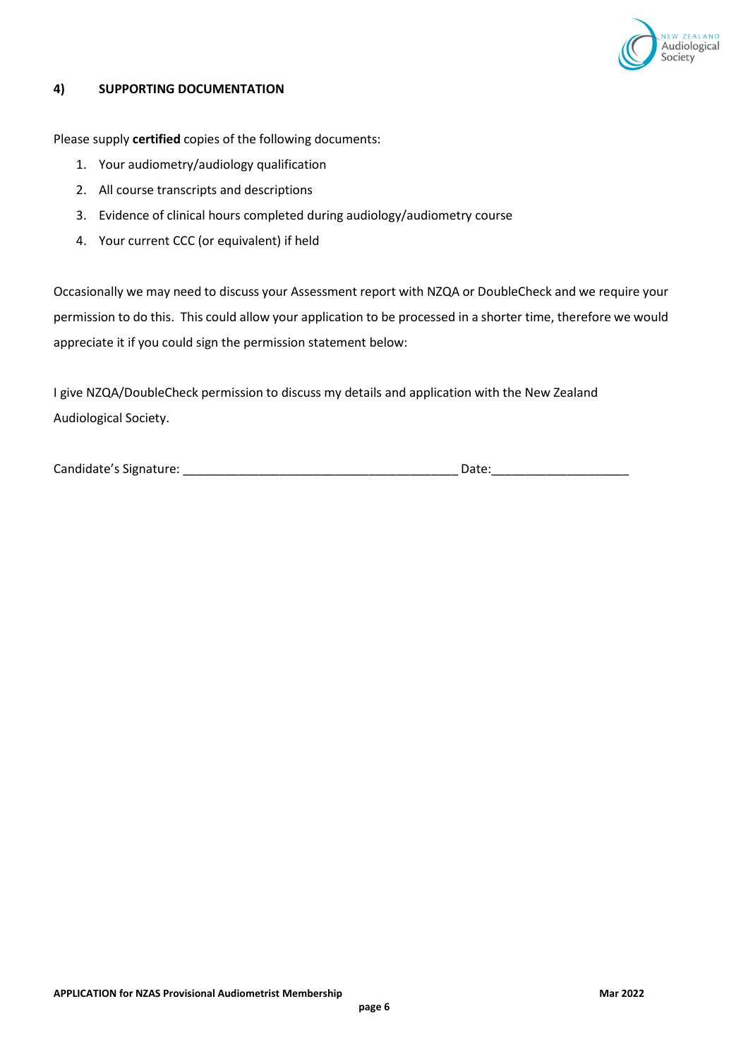## 4) SUPPORTING DOCUMENTATION

Please supply **certified** copies of the following documents:

1. Your audiometry/audiology qualification
2. All course transcripts and descriptions
3. Evidence of clinical hours completed during audiology/audiometry course
4. Your current CCC (or equivalent) if held

Occasionally we may need to discuss your Assessment report with NZQA or DoubleCheck and we require your permission to do this. This could allow your application to be processed in a shorter time, therefore we would appreciate it if you could sign the permission statement below:

I give NZQA/DoubleCheck permission to discuss my details and application with the New Zealand Audiological Society.

Candidate's Signature: ________________________________________ Date:____________________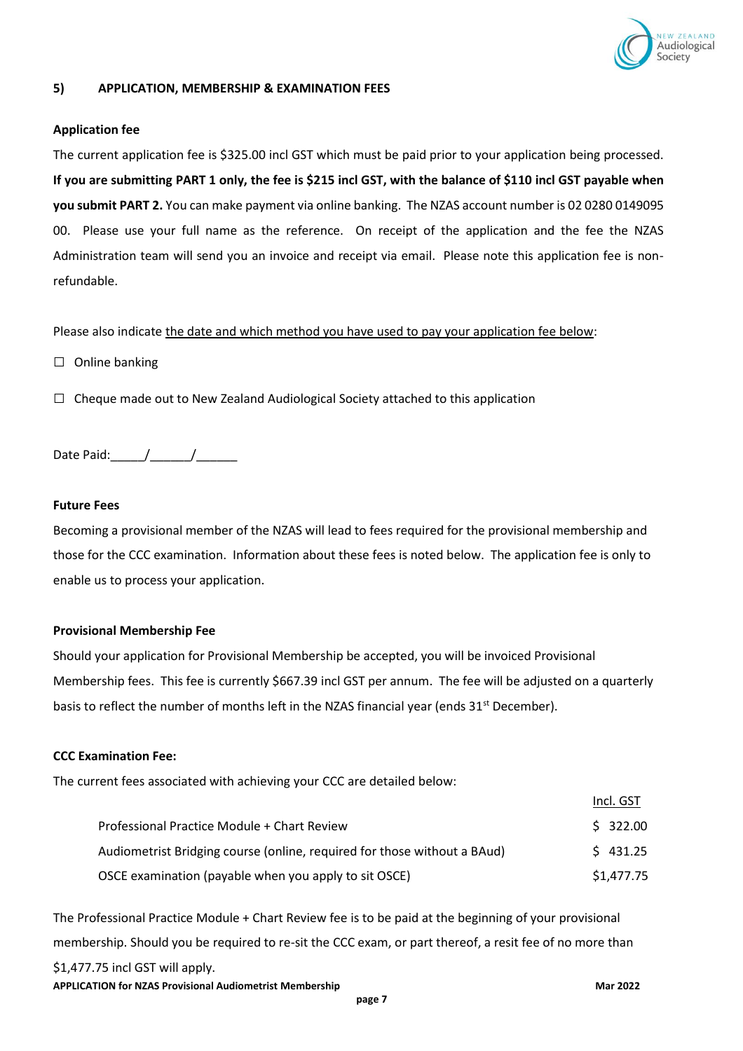## 5) APPLICATION, MEMBERSHIP & EXAMINATION FEES

**Application fee**

The current application fee is $325.00 incl GST which must be paid prior to your application being processed. **If you are submitting PART 1 only, the fee is $215 incl GST, with the balance of $110 incl GST payable when you submit PART 2.** You can make payment via online banking. The NZAS account number is 02 0280 0149095 00. Please use your full name as the reference. On receipt of the application and the fee the NZAS Administration team will send you an invoice and receipt via email. Please note this application fee is non-refundable.

Please also indicate the date and which method you have used to pay your application fee below:

☐ Online banking

☐ Cheque made out to New Zealand Audiological Society attached to this application

Date Paid:_____/______/______

**Future Fees**

Becoming a provisional member of the NZAS will lead to fees required for the provisional membership and those for the CCC examination. Information about these fees is noted below. The application fee is only to enable us to process your application.

**Provisional Membership Fee**

Should your application for Provisional Membership be accepted, you will be invoiced Provisional Membership fees. This fee is currently $667.39 incl GST per annum. The fee will be adjusted on a quarterly basis to reflect the number of months left in the NZAS financial year (ends 31st December).

**CCC Examination Fee:**

The current fees associated with achieving your CCC are detailed below:

| | Incl. GST |
|---|---|
| Professional Practice Module + Chart Review | $ 322.00 |
| Audiometrist Bridging course (online, required for those without a BAud) | $ 431.25 |
| OSCE examination (payable when you apply to sit OSCE) | $1,477.75 |

The Professional Practice Module + Chart Review fee is to be paid at the beginning of your provisional membership. Should you be required to re-sit the CCC exam, or part thereof, a resit fee of no more than $1,477.75 incl GST will apply.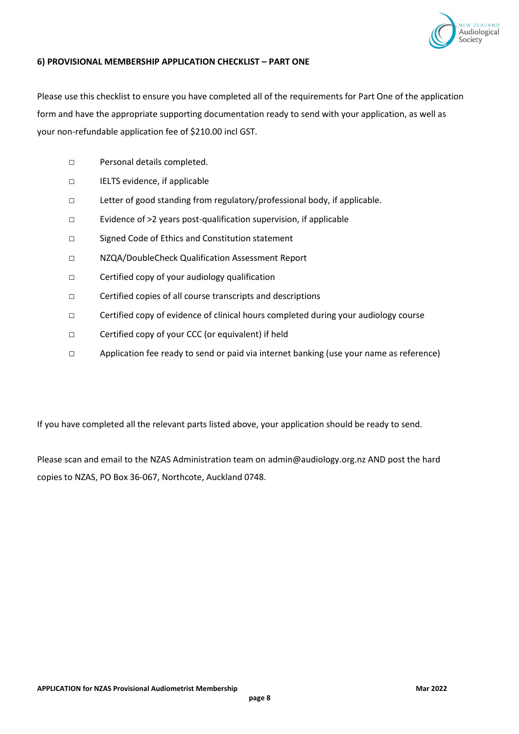### 6) PROVISIONAL MEMBERSHIP APPLICATION CHECKLIST – PART ONE

Please use this checklist to ensure you have completed all of the requirements for Part One of the application form and have the appropriate supporting documentation ready to send with your application, as well as your non-refundable application fee of $210.00 incl GST.

- ☐ Personal details completed.
- ☐ IELTS evidence, if applicable
- ☐ Letter of good standing from regulatory/professional body, if applicable.
- ☐ Evidence of >2 years post-qualification supervision, if applicable
- ☐ Signed Code of Ethics and Constitution statement
- ☐ NZQA/DoubleCheck Qualification Assessment Report
- ☐ Certified copy of your audiology qualification
- ☐ Certified copies of all course transcripts and descriptions
- ☐ Certified copy of evidence of clinical hours completed during your audiology course
- ☐ Certified copy of your CCC (or equivalent) if held
- ☐ Application fee ready to send or paid via internet banking (use your name as reference)

If you have completed all the relevant parts listed above, your application should be ready to send.

Please scan and email to the NZAS Administration team on admin@audiology.org.nz AND post the hard copies to NZAS, PO Box 36-067, Northcote, Auckland 0748.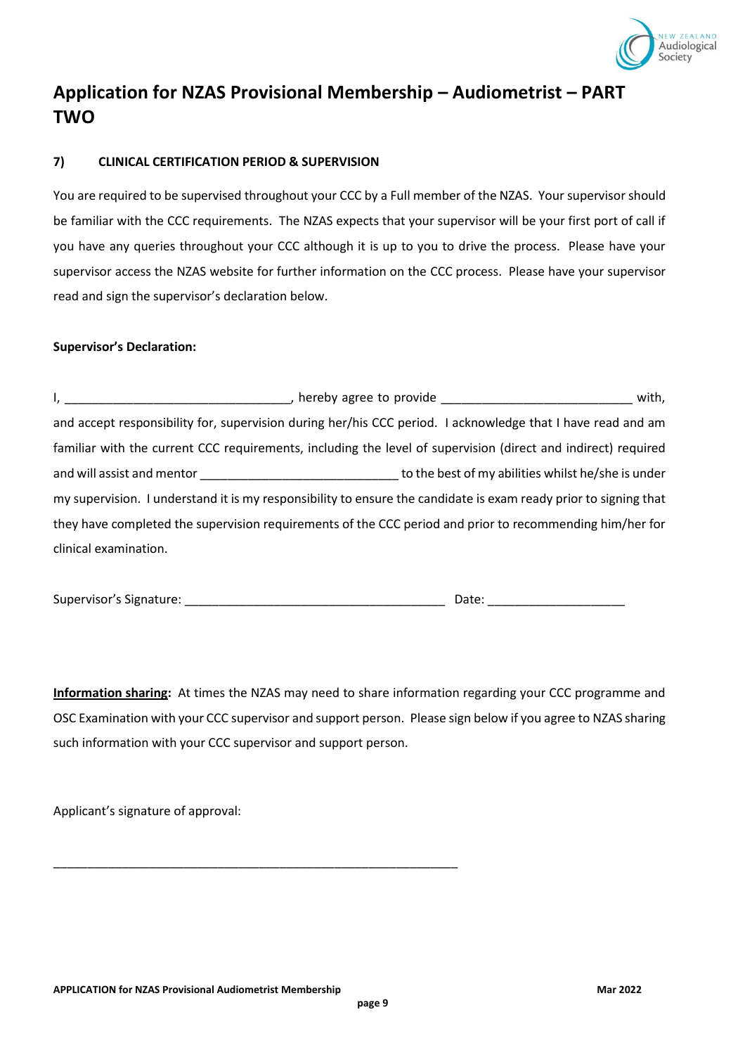# Application for NZAS Provisional Membership – Audiometrist – PART TWO

### 7) CLINICAL CERTIFICATION PERIOD & SUPERVISION

You are required to be supervised throughout your CCC by a Full member of the NZAS. Your supervisor should be familiar with the CCC requirements. The NZAS expects that your supervisor will be your first port of call if you have any queries throughout your CCC although it is up to you to drive the process. Please have your supervisor access the NZAS website for further information on the CCC process. Please have your supervisor read and sign the supervisor's declaration below.

**Supervisor's Declaration:**

I, \_\_\_\_\_\_\_\_\_\_\_\_\_\_\_\_\_\_\_\_\_\_\_\_\_\_\_\_\_\_\_\_\_, hereby agree to provide \_\_\_\_\_\_\_\_\_\_\_\_\_\_\_\_\_\_\_\_\_\_\_\_\_\_\_ with, and accept responsibility for, supervision during her/his CCC period. I acknowledge that I have read and am familiar with the current CCC requirements, including the level of supervision (direct and indirect) required and will assist and mentor \_\_\_\_\_\_\_\_\_\_\_\_\_\_\_\_\_\_\_\_\_\_\_\_\_\_\_\_ to the best of my abilities whilst he/she is under my supervision. I understand it is my responsibility to ensure the candidate is exam ready prior to signing that they have completed the supervision requirements of the CCC period and prior to recommending him/her for clinical examination.

Supervisor's Signature: \_\_\_\_\_\_\_\_\_\_\_\_\_\_\_\_\_\_\_\_\_\_\_\_\_\_\_\_\_\_\_\_\_\_\_\_\_\_ Date: \_\_\_\_\_\_\_\_\_\_\_\_\_\_\_\_\_\_\_\_

<u>**Information sharing**</u>**:** At times the NZAS may need to share information regarding your CCC programme and OSC Examination with your CCC supervisor and support person. Please sign below if you agree to NZAS sharing such information with your CCC supervisor and support person.

Applicant's signature of approval:

\_\_\_\_\_\_\_\_\_\_\_\_\_\_\_\_\_\_\_\_\_\_\_\_\_\_\_\_\_\_\_\_\_\_\_\_\_\_\_\_\_\_\_\_\_\_\_\_\_\_\_\_\_\_\_\_\_\_\_\_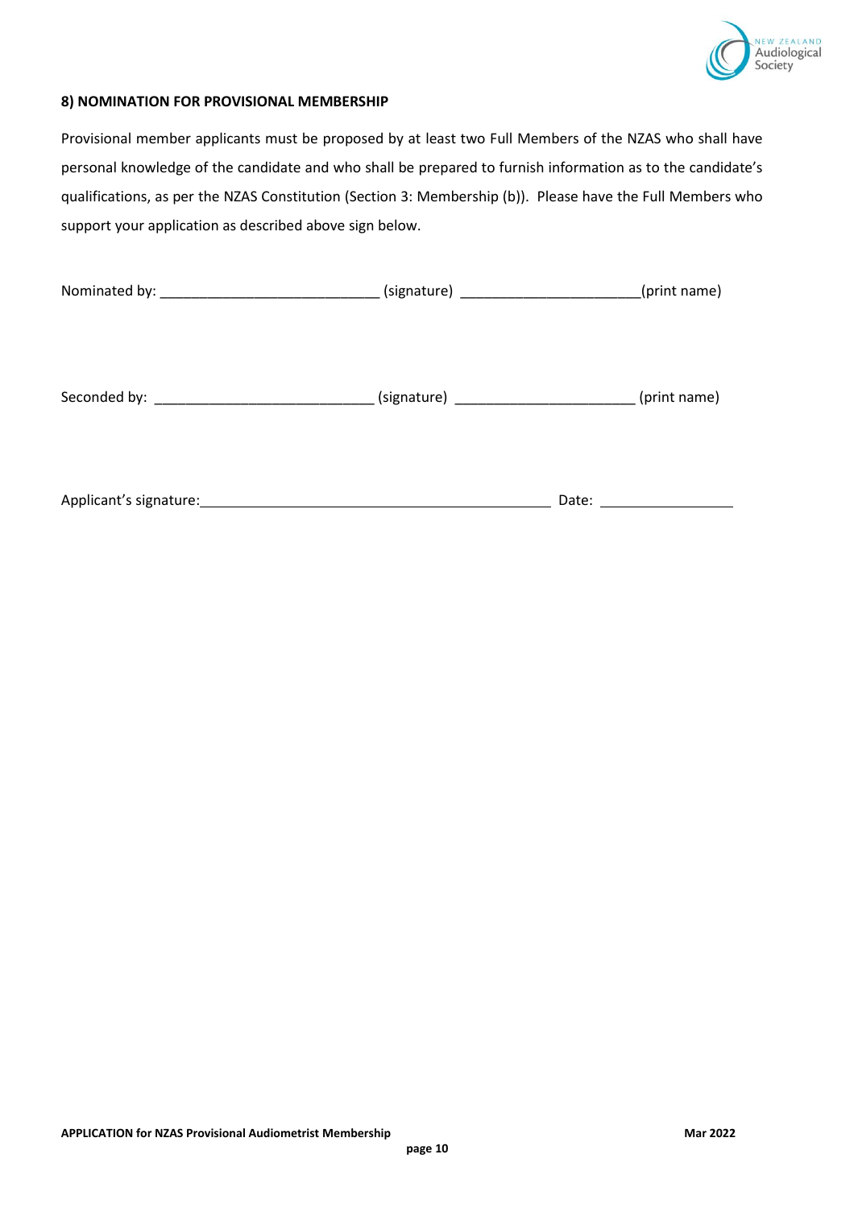### 8) NOMINATION FOR PROVISIONAL MEMBERSHIP

Provisional member applicants must be proposed by at least two Full Members of the NZAS who shall have personal knowledge of the candidate and who shall be prepared to furnish information as to the candidate's qualifications, as per the NZAS Constitution (Section 3: Membership (b)). Please have the Full Members who support your application as described above sign below.

Nominated by: ___________________________ (signature) ______________________(print name)

Seconded by: ___________________________ (signature) ______________________ (print name)

Applicant's signature: ___________________________________________ Date: ________________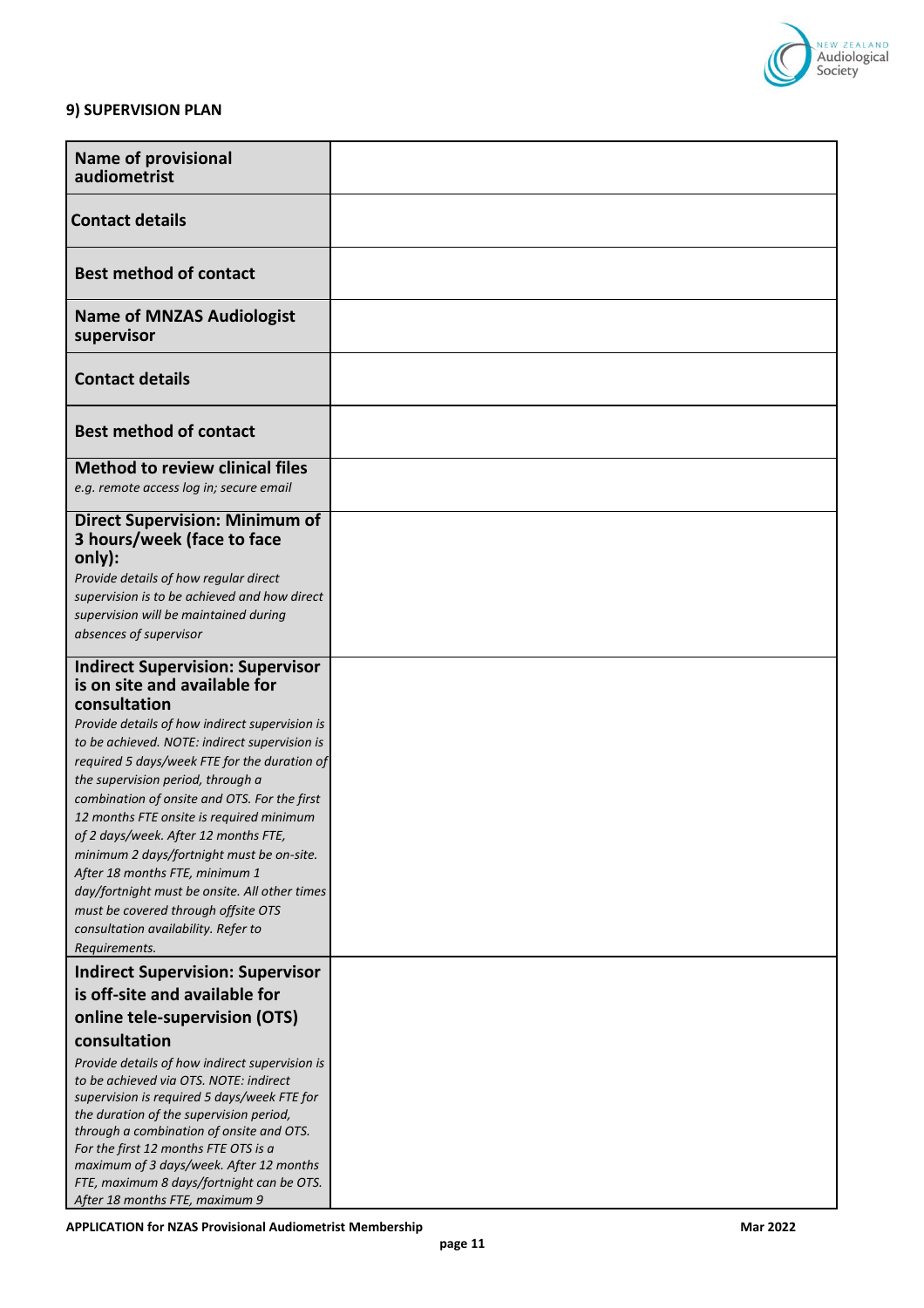### 9) SUPERVISION PLAN

| | |
|---|---|
| **Name of provisional audiometrist** | |
| **Contact details** | |
| **Best method of contact** | |
| **Name of MNZAS Audiologist supervisor** | |
| **Contact details** | |
| **Best method of contact** | |
| **Method to review clinical files** <br> *e.g. remote access log in; secure email* | |
| **Direct Supervision: Minimum of 3 hours/week (face to face only):** <br> *Provide details of how regular direct supervision is to be achieved and how direct supervision will be maintained during absences of supervisor* | |
| **Indirect Supervision: Supervisor is on site and available for consultation** <br> *Provide details of how indirect supervision is to be achieved. NOTE: indirect supervision is required 5 days/week FTE for the duration of the supervision period, through a combination of onsite and OTS. For the first 12 months FTE onsite is required minimum of 2 days/week. After 12 months FTE, minimum 2 days/fortnight must be on-site. After 18 months FTE, minimum 1 day/fortnight must be onsite. All other times must be covered through offsite OTS consultation availability. Refer to Requirements.* | |
| **Indirect Supervision: Supervisor is off-site and available for online tele-supervision (OTS) consultation** <br> *Provide details of how indirect supervision is to be achieved via OTS. NOTE: indirect supervision is required 5 days/week FTE for the duration of the supervision period, through a combination of onsite and OTS. For the first 12 months FTE OTS is a maximum of 3 days/week. After 12 months FTE, maximum 8 days/fortnight can be OTS. After 18 months FTE, maximum 9* | |

**APPLICATION for NZAS Provisional Audiometrist Membership** **Mar 2022**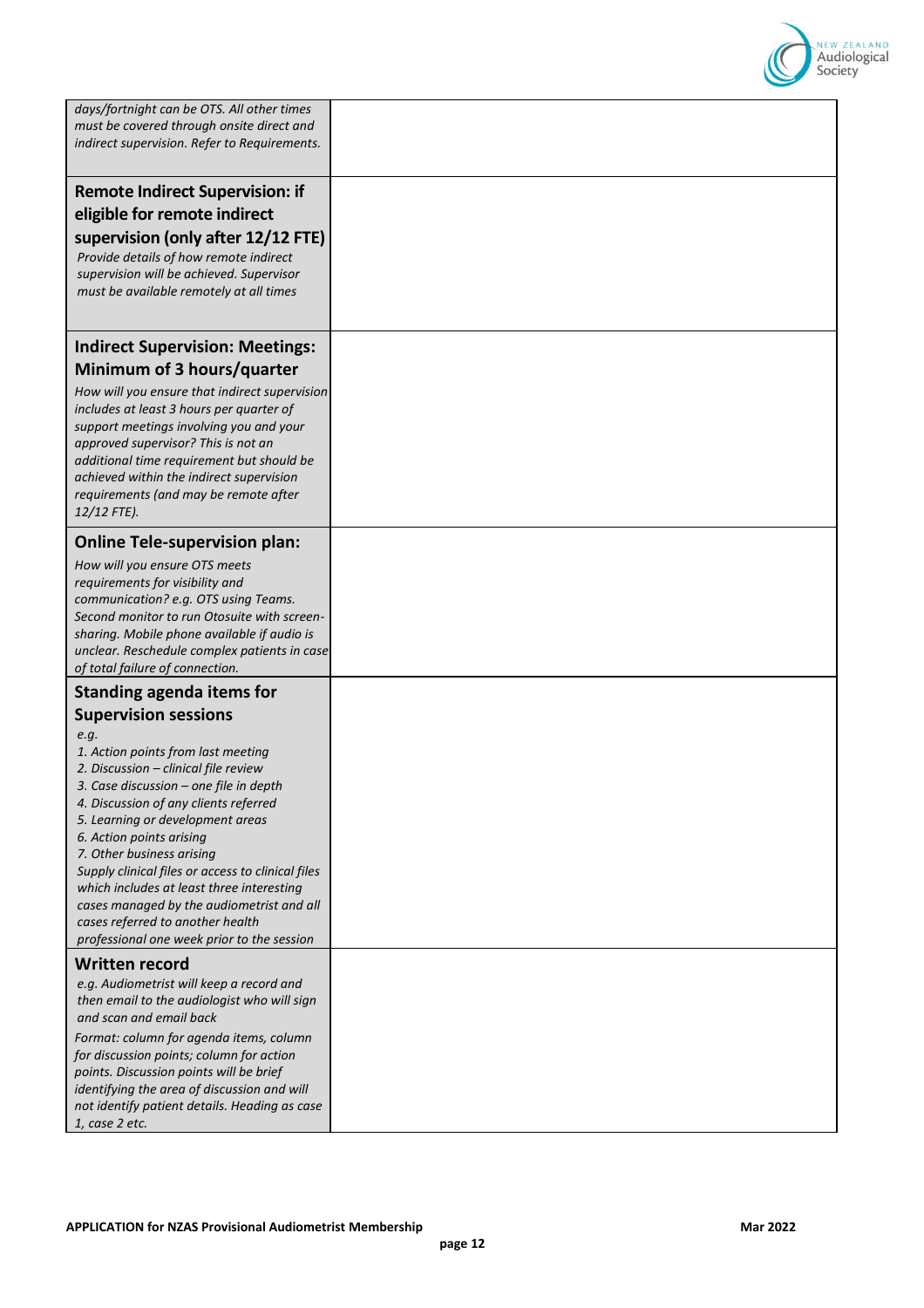| | |
|---|---|
| *days/fortnight can be OTS. All other times must be covered through onsite direct and indirect supervision. Refer to Requirements.* | |
| **Remote Indirect Supervision: if eligible for remote indirect supervision (only after 12/12 FTE)**<br>*Provide details of how remote indirect supervision will be achieved. Supervisor must be available remotely at all times* | |
| **Indirect Supervision: Meetings: Minimum of 3 hours/quarter**<br>*How will you ensure that indirect supervision includes at least 3 hours per quarter of support meetings involving you and your approved supervisor? This is not an additional time requirement but should be achieved within the indirect supervision requirements (and may be remote after 12/12 FTE).* | |
| **Online Tele-supervision plan:**<br>*How will you ensure OTS meets requirements for visibility and communication? e.g. OTS using Teams. Second monitor to run Otosuite with screen-sharing. Mobile phone available if audio is unclear. Reschedule complex patients in case of total failure of connection.* | |
| **Standing agenda items for Supervision sessions**<br>*e.g.*<br>*1. Action points from last meeting*<br>*2. Discussion – clinical file review*<br>*3. Case discussion – one file in depth*<br>*4. Discussion of any clients referred*<br>*5. Learning or development areas*<br>*6. Action points arising*<br>*7. Other business arising*<br>*Supply clinical files or access to clinical files which includes at least three interesting cases managed by the audiometrist and all cases referred to another health professional one week prior to the session* | |
| **Written record**<br>*e.g. Audiometrist will keep a record and then email to the audiologist who will sign and scan and email back*<br>*Format: column for agenda items, column for discussion points; column for action points. Discussion points will be brief identifying the area of discussion and will not identify patient details. Heading as case 1, case 2 etc.* | |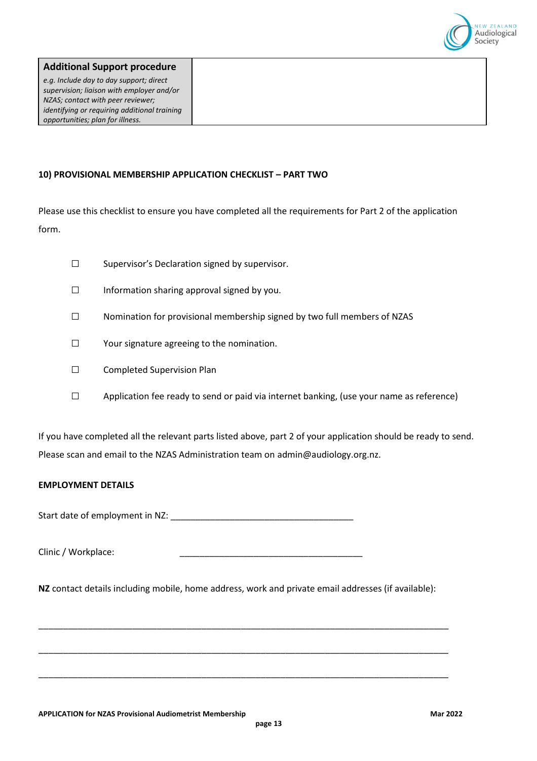| Additional Support procedure *e.g. Include day to day support; direct supervision; liaison with employer and/or NZAS; contact with peer reviewer; identifying or requiring additional training opportunities; plan for illness.* | |
|---|---|

**10) PROVISIONAL MEMBERSHIP APPLICATION CHECKLIST – PART TWO**

Please use this checklist to ensure you have completed all the requirements for Part 2 of the application form.

- ☐ Supervisor's Declaration signed by supervisor.
- ☐ Information sharing approval signed by you.
- ☐ Nomination for provisional membership signed by two full members of NZAS
- ☐ Your signature agreeing to the nomination.
- ☐ Completed Supervision Plan
- ☐ Application fee ready to send or paid via internet banking, (use your name as reference)

If you have completed all the relevant parts listed above, part 2 of your application should be ready to send. Please scan and email to the NZAS Administration team on admin@audiology.org.nz.

**EMPLOYMENT DETAILS**

Start date of employment in NZ: ____________________________________

Clinic / Workplace: ____________________________________

**NZ** contact details including mobile, home address, work and private email addresses (if available):

______________________________________________________________________________

______________________________________________________________________________

______________________________________________________________________________